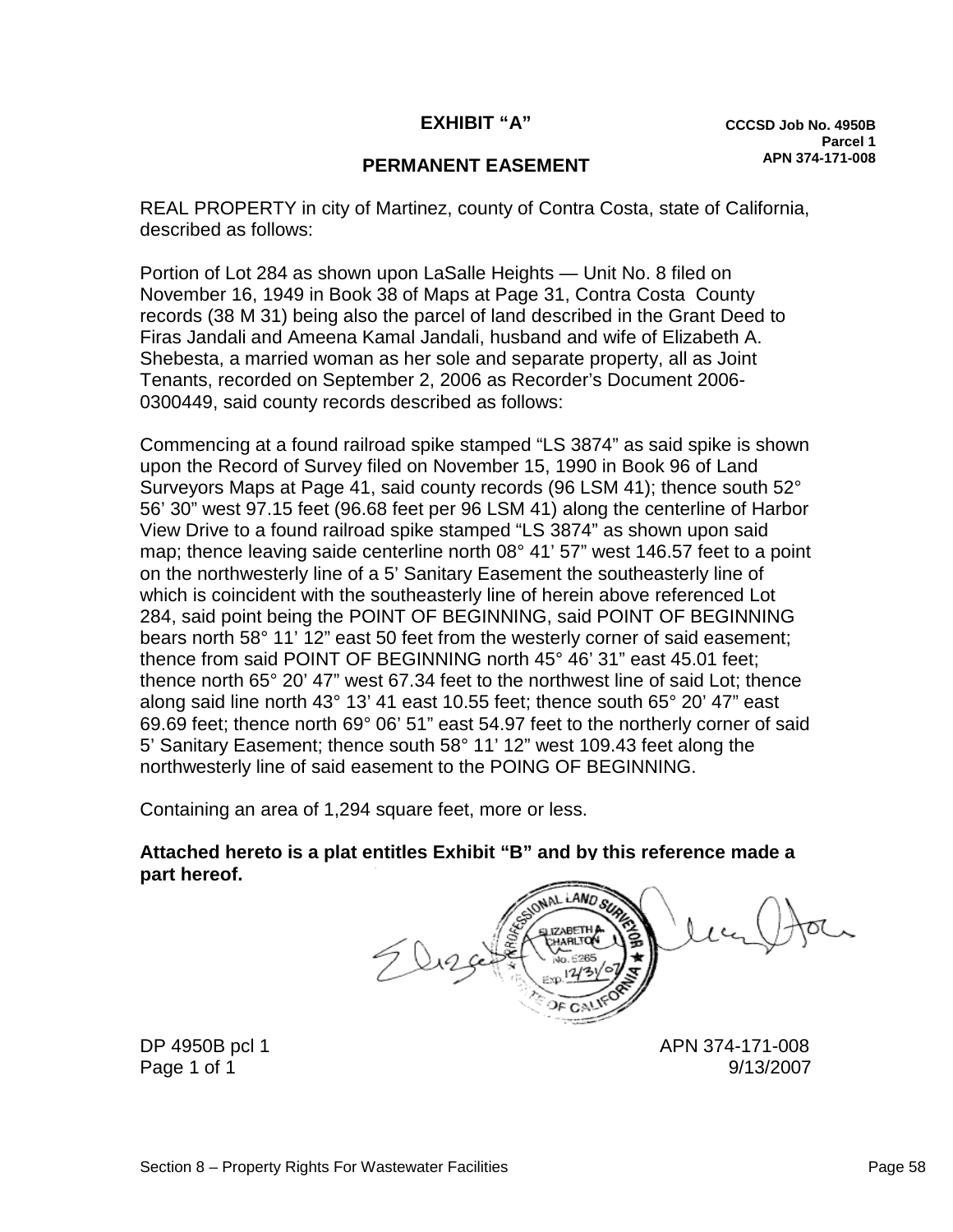**EXHIBIT "A"**

**CCCSD Job No. 4950B**
**Parcel 1**
**APN 374-171-008**

**PERMANENT EASEMENT**

REAL PROPERTY in city of Martinez, county of Contra Costa, state of California, described as follows:

Portion of Lot 284 as shown upon LaSalle Heights — Unit No. 8 filed on November 16, 1949 in Book 38 of Maps at Page 31, Contra Costa County records (38 M 31) being also the parcel of land described in the Grant Deed to Firas Jandali and Ameena Kamal Jandali, husband and wife of Elizabeth A. Shebesta, a married woman as her sole and separate property, all as Joint Tenants, recorded on September 2, 2006 as Recorder's Document 2006-0300449, said county records described as follows:

Commencing at a found railroad spike stamped "LS 3874" as said spike is shown upon the Record of Survey filed on November 15, 1990 in Book 96 of Land Surveyors Maps at Page 41, said county records (96 LSM 41); thence south 52° 56' 30" west 97.15 feet (96.68 feet per 96 LSM 41) along the centerline of Harbor View Drive to a found railroad spike stamped "LS 3874" as shown upon said map; thence leaving saide centerline north 08° 41' 57" west 146.57 feet to a point on the northwesterly line of a 5' Sanitary Easement the southeasterly line of which is coincident with the southeasterly line of herein above referenced Lot 284, said point being the POINT OF BEGINNING, said POINT OF BEGINNING bears north 58° 11' 12" east 50 feet from the westerly corner of said easement; thence from said POINT OF BEGINNING north 45° 46' 31" east 45.01 feet; thence north 65° 20' 47" west 67.34 feet to the northwest line of said Lot; thence along said line north 43° 13' 41 east 10.55 feet; thence south 65° 20' 47" east 69.69 feet; thence north 69° 06' 51" east 54.97 feet to the northerly corner of said 5' Sanitary Easement; thence south 58° 11' 12" west 109.43 feet along the northwesterly line of said easement to the POING OF BEGINNING.

Containing an area of 1,294 square feet, more or less.

**Attached hereto is a plat entitles Exhibit "B" and by this reference made a part hereof.**

PROFESSIONAL LAND SURVEYOR
ELIZABETH A. CHARLTON
No. 5265
Exp. 12/31/07
STATE OF CALIFORNIA

DP 4950B pcl 1 APN 374-171-008
Page 1 of 1 9/13/2007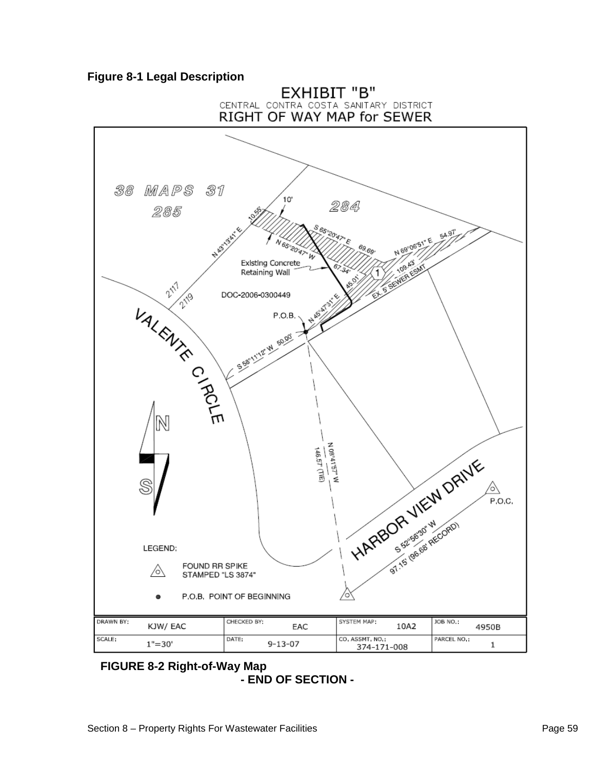**Figure 8-1 Legal Description**

EXHIBIT "B"
CENTRAL CONTRA COSTA SANITARY DISTRICT
RIGHT OF WAY MAP for SEWER

38 MAPS 31
285
284
10'
10.55'
N 43°13'41" E
S 65°20'47" E 69.69'
N 65°20'47" W 67.34'
N 69°06'51" E 54.97'
109.43'
45.01'
1
EX. 5' SEWER ESMT
Existing Concrete Retaining Wall
2117
2119
DOC-2006-0300449
P.O.B.
N 45°47'31" E
S 58°11'12" W 50.00'
VALENTE CIRCLE
N 08°41'57" W
146.57' (TIE)
HARBOR VIEW DRIVE
P.O.C.
S 52°56'30" W
97.15' (96.68' RECORD)
N
S

LEGEND:
FOUND RR SPIKE STAMPED "LS 3874"
P.O.B. POINT OF BEGINNING

| DRAWN BY: KJW/ EAC | CHECKED BY: EAC | SYSTEM MAP: 10A2 | JOB NO.: 4950B |
|---|---|---|---|
| SCALE: 1"=30' | DATE: 9-13-07 | CO. ASSMT. NO.: 374-171-008 | PARCEL NO.: 1 |

**FIGURE 8-2 Right-of-Way Map**

**- END OF SECTION -**